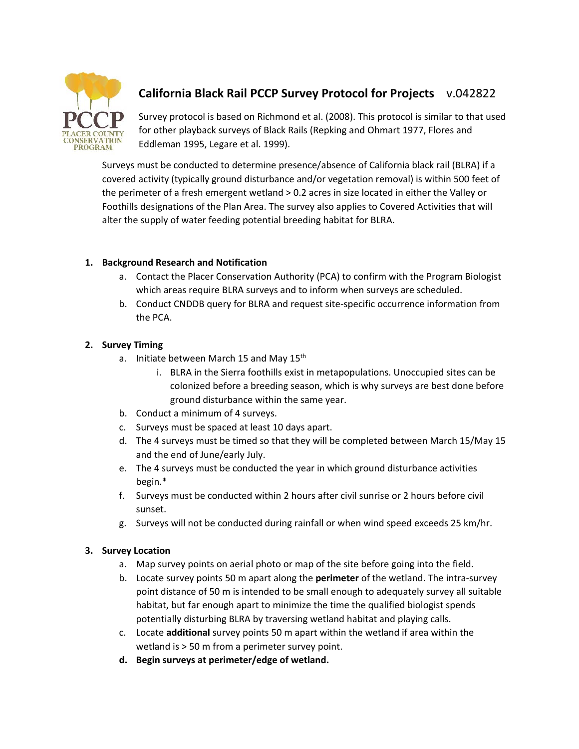# California Black Rail PCCP Survey Protocol for Projects v.042822

Survey protocol is based on Richmond et al. (2008). This protocol is similar to that used for other playback surveys of Black Rails (Repking and Ohmart 1977, Flores and Eddleman 1995, Legare et al. 1999).

Surveys must be conducted to determine presence/absence of California black rail (BLRA) if a covered activity (typically ground disturbance and/or vegetation removal) is within 500 feet of the perimeter of a fresh emergent wetland > 0.2 acres in size located in either the Valley or Foothills designations of the Plan Area. The survey also applies to Covered Activities that will alter the supply of water feeding potential breeding habitat for BLRA.

1. **Background Research and Notification**
   a. Contact the Placer Conservation Authority (PCA) to confirm with the Program Biologist which areas require BLRA surveys and to inform when surveys are scheduled.
   b. Conduct CNDDB query for BLRA and request site-specific occurrence information from the PCA.

2. **Survey Timing**
   a. Initiate between March 15 and May 15th
      i. BLRA in the Sierra foothills exist in metapopulations. Unoccupied sites can be colonized before a breeding season, which is why surveys are best done before ground disturbance within the same year.
   b. Conduct a minimum of 4 surveys.
   c. Surveys must be spaced at least 10 days apart.
   d. The 4 surveys must be timed so that they will be completed between March 15/May 15 and the end of June/early July.
   e. The 4 surveys must be conducted the year in which ground disturbance activities begin.*
   f. Surveys must be conducted within 2 hours after civil sunrise or 2 hours before civil sunset.
   g. Surveys will not be conducted during rainfall or when wind speed exceeds 25 km/hr.

3. **Survey Location**
   a. Map survey points on aerial photo or map of the site before going into the field.
   b. Locate survey points 50 m apart along the **perimeter** of the wetland. The intra-survey point distance of 50 m is intended to be small enough to adequately survey all suitable habitat, but far enough apart to minimize the time the qualified biologist spends potentially disturbing BLRA by traversing wetland habitat and playing calls.
   c. Locate **additional** survey points 50 m apart within the wetland if area within the wetland is > 50 m from a perimeter survey point.
   d. **Begin surveys at perimeter/edge of wetland.**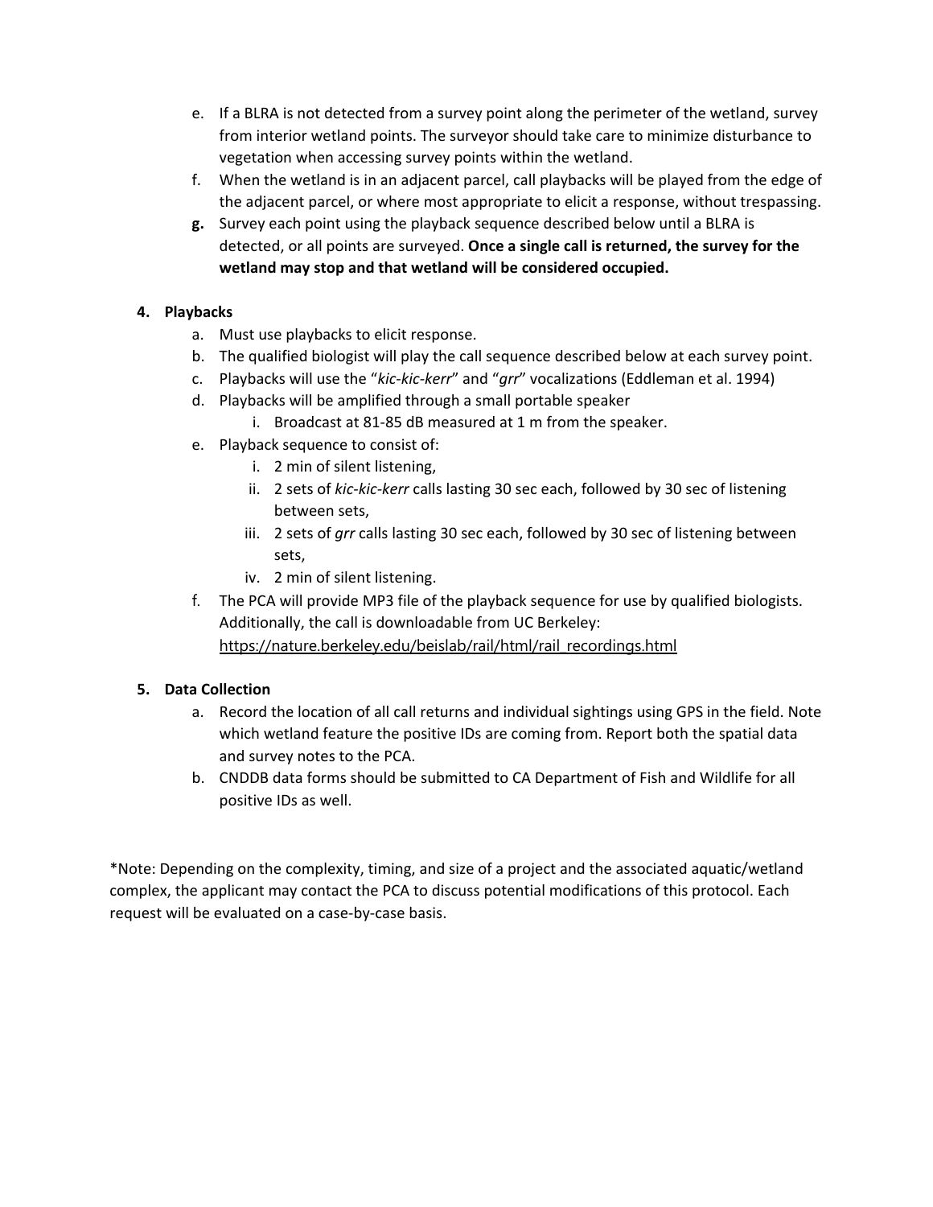e. If a BLRA is not detected from a survey point along the perimeter of the wetland, survey from interior wetland points. The surveyor should take care to minimize disturbance to vegetation when accessing survey points within the wetland.

f. When the wetland is in an adjacent parcel, call playbacks will be played from the edge of the adjacent parcel, or where most appropriate to elicit a response, without trespassing.

**g.** Survey each point using the playback sequence described below until a BLRA is detected, or all points are surveyed. **Once a single call is returned, the survey for the wetland may stop and that wetland will be considered occupied.**

**4. Playbacks**

a. Must use playbacks to elicit response.

b. The qualified biologist will play the call sequence described below at each survey point.

c. Playbacks will use the "*kic-kic-kerr*" and "*grr*" vocalizations (Eddleman et al. 1994)

d. Playbacks will be amplified through a small portable speaker

  i. Broadcast at 81-85 dB measured at 1 m from the speaker.

e. Playback sequence to consist of:

  i. 2 min of silent listening,

  ii. 2 sets of *kic-kic-kerr* calls lasting 30 sec each, followed by 30 sec of listening between sets,

  iii. 2 sets of *grr* calls lasting 30 sec each, followed by 30 sec of listening between sets,

  iv. 2 min of silent listening.

f. The PCA will provide MP3 file of the playback sequence for use by qualified biologists. Additionally, the call is downloadable from UC Berkeley: https://nature.berkeley.edu/beislab/rail/html/rail_recordings.html

**5. Data Collection**

a. Record the location of all call returns and individual sightings using GPS in the field. Note which wetland feature the positive IDs are coming from. Report both the spatial data and survey notes to the PCA.

b. CNDDB data forms should be submitted to CA Department of Fish and Wildlife for all positive IDs as well.

*Note: Depending on the complexity, timing, and size of a project and the associated aquatic/wetland complex, the applicant may contact the PCA to discuss potential modifications of this protocol. Each request will be evaluated on a case-by-case basis.